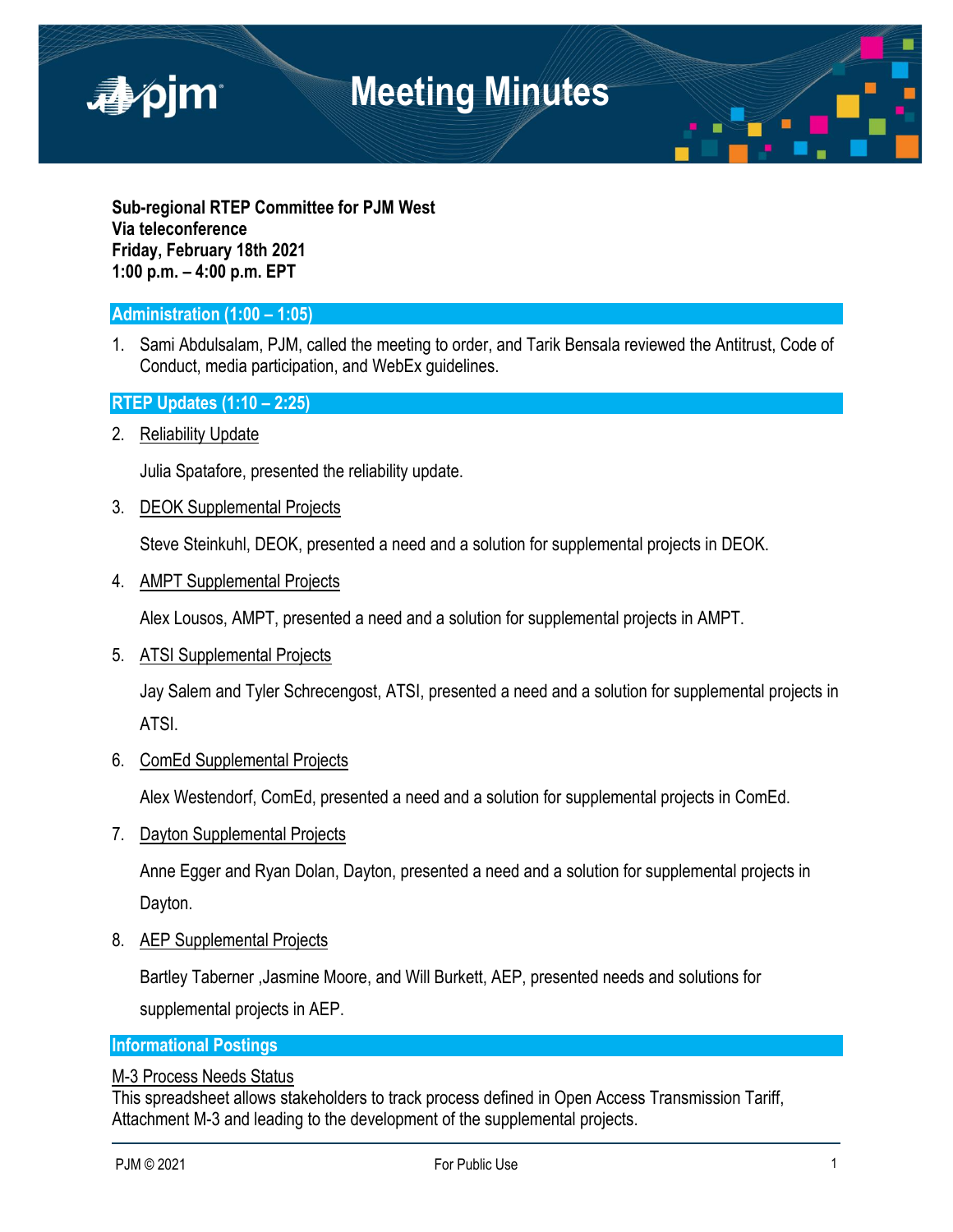# Meeting Minutes

**Sub-regional RTEP Committee for PJM West**
**Via teleconference**
**Friday, February 18th 2021**
**1:00 p.m. – 4:00 p.m. EPT**

## Administration (1:00 – 1:05)

1. Sami Abdulsalam, PJM, called the meeting to order, and Tarik Bensala reviewed the Antitrust, Code of Conduct, media participation, and WebEx guidelines.

## RTEP Updates (1:10 – 2:25)

2. Reliability Update

   Julia Spatafore, presented the reliability update.

3. DEOK Supplemental Projects

   Steve Steinkuhl, DEOK, presented a need and a solution for supplemental projects in DEOK.

4. AMPT Supplemental Projects

   Alex Lousos, AMPT, presented a need and a solution for supplemental projects in AMPT.

5. ATSI Supplemental Projects

   Jay Salem and Tyler Schrecengost, ATSI, presented a need and a solution for supplemental projects in ATSI.

6. ComEd Supplemental Projects

   Alex Westendorf, ComEd, presented a need and a solution for supplemental projects in ComEd.

7. Dayton Supplemental Projects

   Anne Egger and Ryan Dolan, Dayton, presented a need and a solution for supplemental projects in Dayton.

8. AEP Supplemental Projects

   Bartley Taberner ,Jasmine Moore, and Will Burkett, AEP, presented needs and solutions for supplemental projects in AEP.

## Informational Postings

M-3 Process Needs Status

This spreadsheet allows stakeholders to track process defined in Open Access Transmission Tariff, Attachment M-3 and leading to the development of the supplemental projects.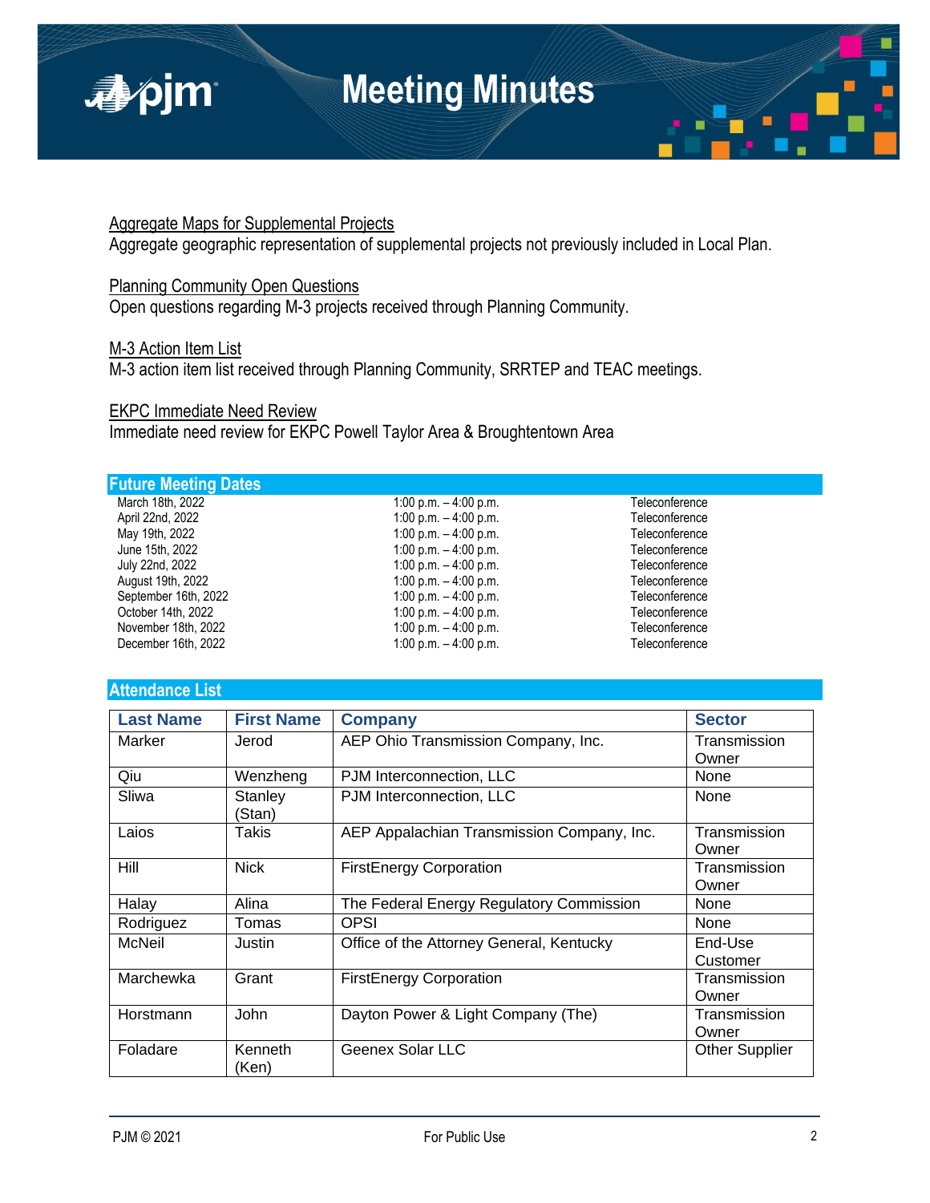Aggregate Maps for Supplemental Projects
Aggregate geographic representation of supplemental projects not previously included in Local Plan.

Planning Community Open Questions
Open questions regarding M-3 projects received through Planning Community.

M-3 Action Item List
M-3 action item list received through Planning Community, SRRTEP and TEAC meetings.

EKPC Immediate Need Review
Immediate need review for EKPC Powell Taylor Area & Broughtentown Area

## Future Meeting Dates

| | | |
|---|---|---|
| March 18th, 2022 | 1:00 p.m. – 4:00 p.m. | Teleconference |
| April 22nd, 2022 | 1:00 p.m. – 4:00 p.m. | Teleconference |
| May 19th, 2022 | 1:00 p.m. – 4:00 p.m. | Teleconference |
| June 15th, 2022 | 1:00 p.m. – 4:00 p.m. | Teleconference |
| July 22nd, 2022 | 1:00 p.m. – 4:00 p.m. | Teleconference |
| August 19th, 2022 | 1:00 p.m. – 4:00 p.m. | Teleconference |
| September 16th, 2022 | 1:00 p.m. – 4:00 p.m. | Teleconference |
| October 14th, 2022 | 1:00 p.m. – 4:00 p.m. | Teleconference |
| November 18th, 2022 | 1:00 p.m. – 4:00 p.m. | Teleconference |
| December 16th, 2022 | 1:00 p.m. – 4:00 p.m. | Teleconference |

## Attendance List

| Last Name | First Name | Company | Sector |
|---|---|---|---|
| Marker | Jerod | AEP Ohio Transmission Company, Inc. | Transmission Owner |
| Qiu | Wenzheng | PJM Interconnection, LLC | None |
| Sliwa | Stanley (Stan) | PJM Interconnection, LLC | None |
| Laios | Takis | AEP Appalachian Transmission Company, Inc. | Transmission Owner |
| Hill | Nick | FirstEnergy Corporation | Transmission Owner |
| Halay | Alina | The Federal Energy Regulatory Commission | None |
| Rodriguez | Tomas | OPSI | None |
| McNeil | Justin | Office of the Attorney General, Kentucky | End-Use Customer |
| Marchewka | Grant | FirstEnergy Corporation | Transmission Owner |
| Horstmann | John | Dayton Power & Light Company (The) | Transmission Owner |
| Foladare | Kenneth (Ken) | Geenex Solar LLC | Other Supplier |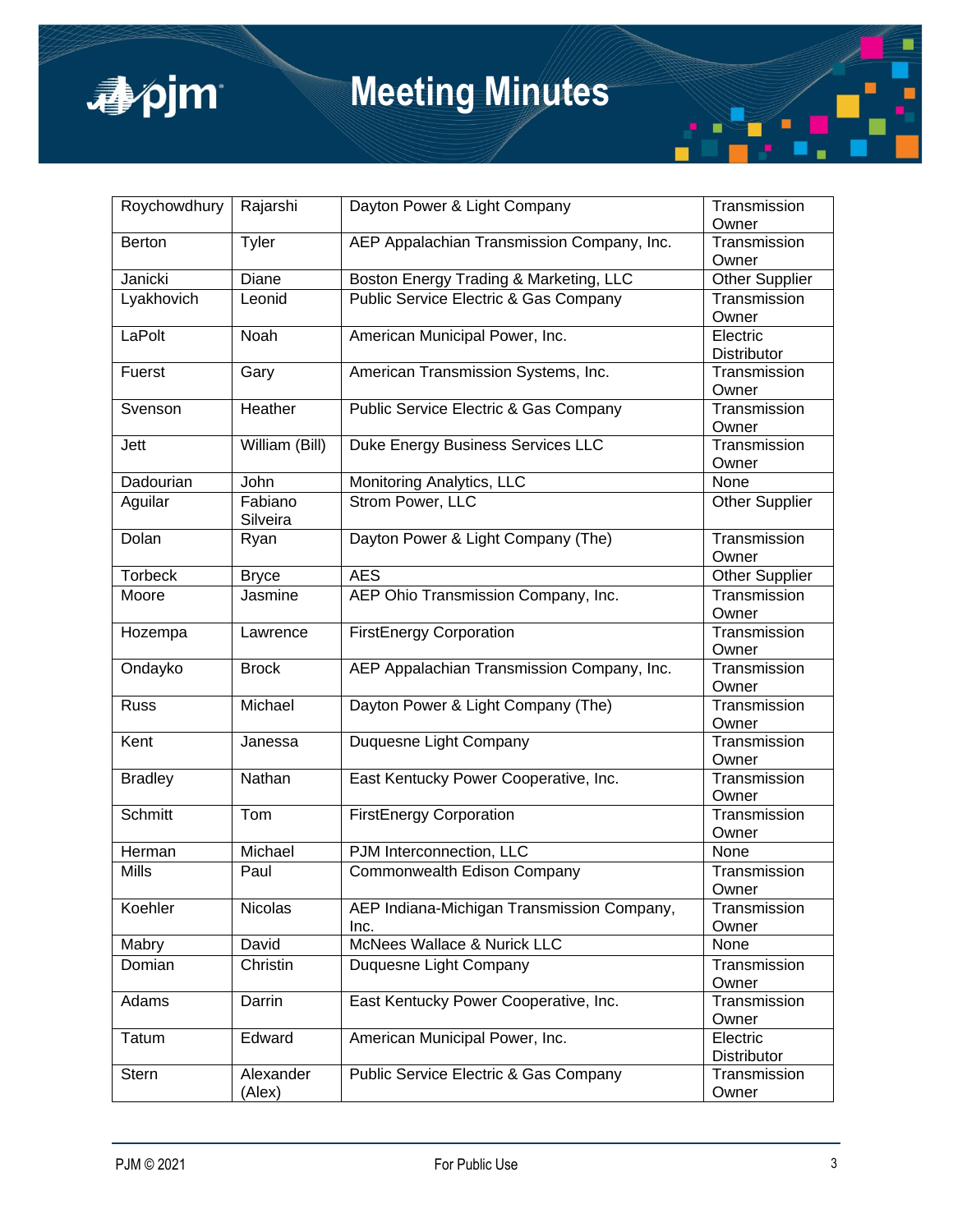| Roychowdhury | Rajarshi | Dayton Power & Light Company | Transmission Owner |
|---|---|---|---|
| Berton | Tyler | AEP Appalachian Transmission Company, Inc. | Transmission Owner |
| Janicki | Diane | Boston Energy Trading & Marketing, LLC | Other Supplier |
| Lyakhovich | Leonid | Public Service Electric & Gas Company | Transmission Owner |
| LaPolt | Noah | American Municipal Power, Inc. | Electric Distributor |
| Fuerst | Gary | American Transmission Systems, Inc. | Transmission Owner |
| Svenson | Heather | Public Service Electric & Gas Company | Transmission Owner |
| Jett | William (Bill) | Duke Energy Business Services LLC | Transmission Owner |
| Dadourian | John | Monitoring Analytics, LLC | None |
| Aguilar | Fabiano Silveira | Strom Power, LLC | Other Supplier |
| Dolan | Ryan | Dayton Power & Light Company (The) | Transmission Owner |
| Torbeck | Bryce | AES | Other Supplier |
| Moore | Jasmine | AEP Ohio Transmission Company, Inc. | Transmission Owner |
| Hozempa | Lawrence | FirstEnergy Corporation | Transmission Owner |
| Ondayko | Brock | AEP Appalachian Transmission Company, Inc. | Transmission Owner |
| Russ | Michael | Dayton Power & Light Company (The) | Transmission Owner |
| Kent | Janessa | Duquesne Light Company | Transmission Owner |
| Bradley | Nathan | East Kentucky Power Cooperative, Inc. | Transmission Owner |
| Schmitt | Tom | FirstEnergy Corporation | Transmission Owner |
| Herman | Michael | PJM Interconnection, LLC | None |
| Mills | Paul | Commonwealth Edison Company | Transmission Owner |
| Koehler | Nicolas | AEP Indiana-Michigan Transmission Company, Inc. | Transmission Owner |
| Mabry | David | McNees Wallace & Nurick LLC | None |
| Domian | Christin | Duquesne Light Company | Transmission Owner |
| Adams | Darrin | East Kentucky Power Cooperative, Inc. | Transmission Owner |
| Tatum | Edward | American Municipal Power, Inc. | Electric Distributor |
| Stern | Alexander (Alex) | Public Service Electric & Gas Company | Transmission Owner |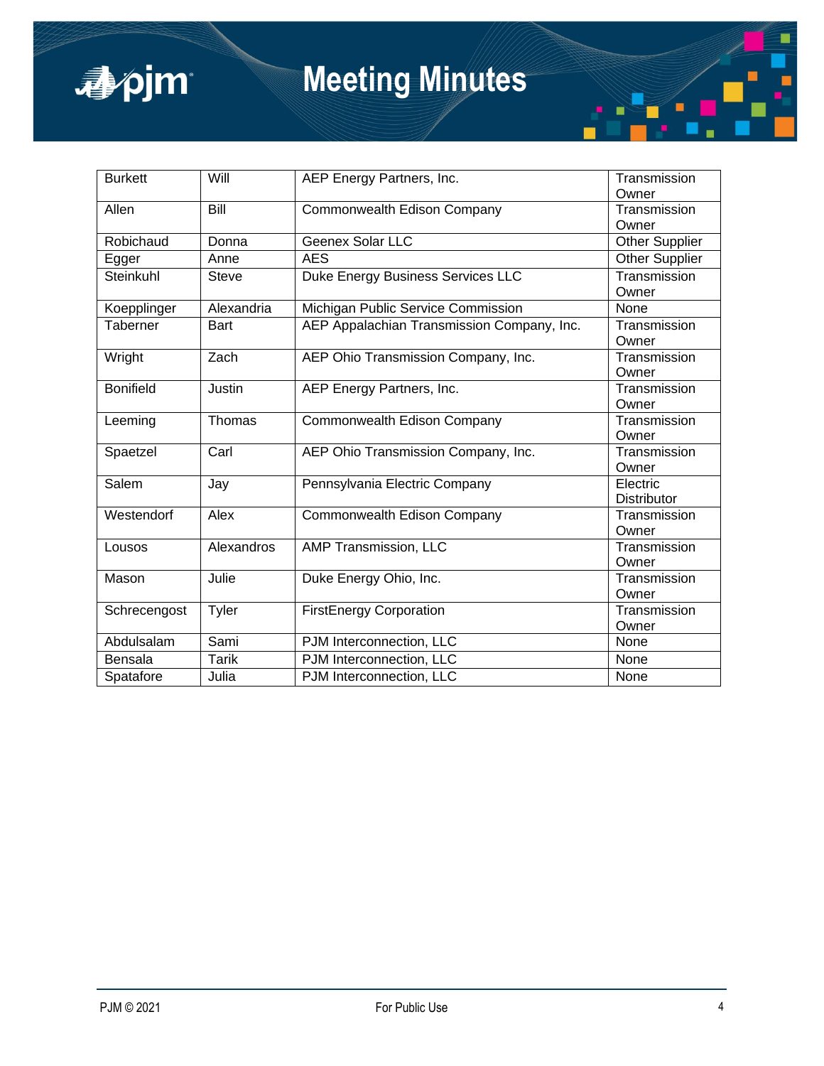| | | | |
|---|---|---|---|
| Burkett | Will | AEP Energy Partners, Inc. | Transmission Owner |
| Allen | Bill | Commonwealth Edison Company | Transmission Owner |
| Robichaud | Donna | Geenex Solar LLC | Other Supplier |
| Egger | Anne | AES | Other Supplier |
| Steinkuhl | Steve | Duke Energy Business Services LLC | Transmission Owner |
| Koepplinger | Alexandria | Michigan Public Service Commission | None |
| Taberner | Bart | AEP Appalachian Transmission Company, Inc. | Transmission Owner |
| Wright | Zach | AEP Ohio Transmission Company, Inc. | Transmission Owner |
| Bonifield | Justin | AEP Energy Partners, Inc. | Transmission Owner |
| Leeming | Thomas | Commonwealth Edison Company | Transmission Owner |
| Spaetzel | Carl | AEP Ohio Transmission Company, Inc. | Transmission Owner |
| Salem | Jay | Pennsylvania Electric Company | Electric Distributor |
| Westendorf | Alex | Commonwealth Edison Company | Transmission Owner |
| Lousos | Alexandros | AMP Transmission, LLC | Transmission Owner |
| Mason | Julie | Duke Energy Ohio, Inc. | Transmission Owner |
| Schrecengost | Tyler | FirstEnergy Corporation | Transmission Owner |
| Abdulsalam | Sami | PJM Interconnection, LLC | None |
| Bensala | Tarik | PJM Interconnection, LLC | None |
| Spatafore | Julia | PJM Interconnection, LLC | None |